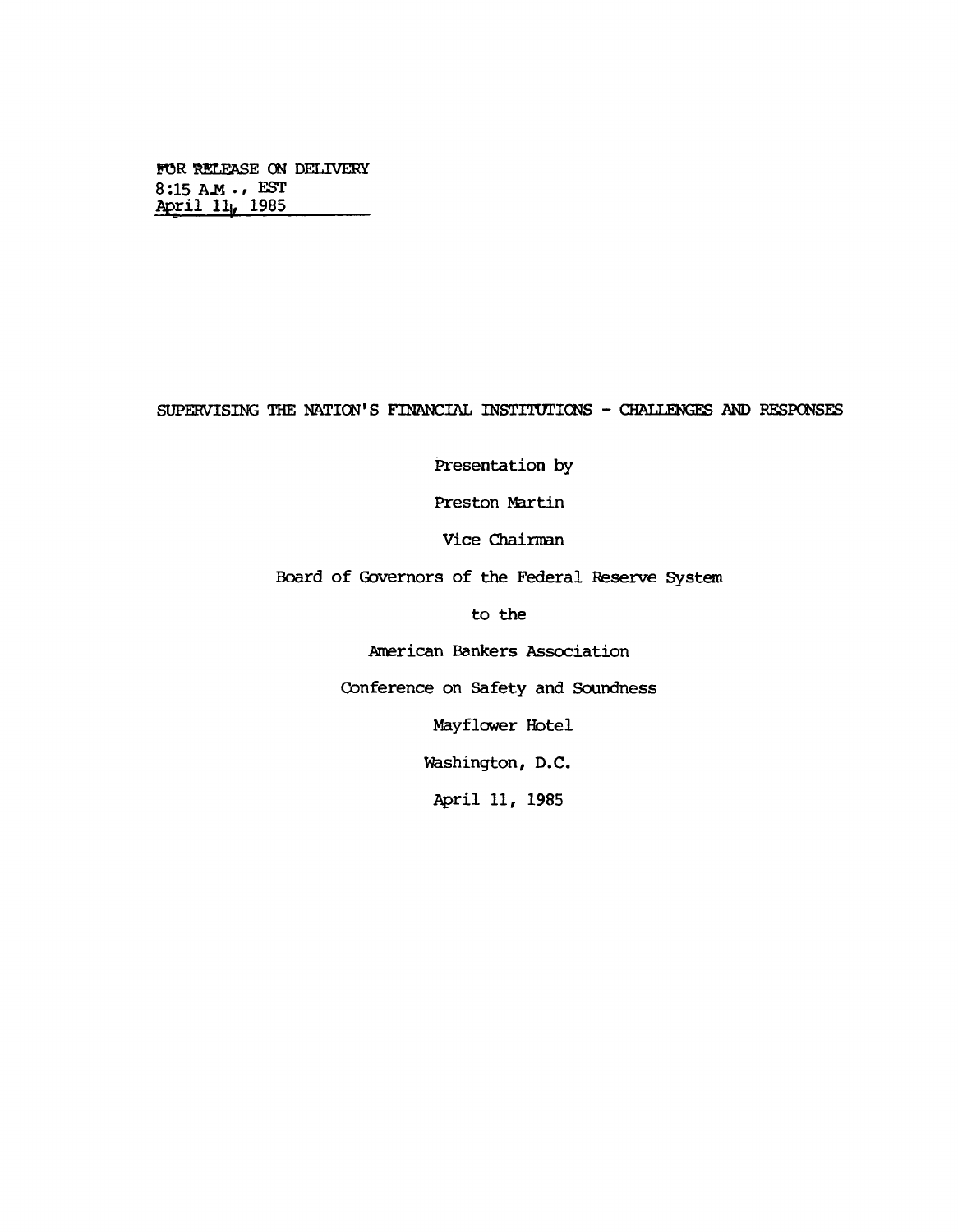FOR RELEASE ON DELIVERY
8:15 A.M., EST
April 11, 1985

# SUPERVISING THE NATION'S FINANCIAL INSTITUTIONS - CHALLENGES AND RESPONSES

Presentation by

Preston Martin

Vice Chairman

Board of Governors of the Federal Reserve System

to the

American Bankers Association

Conference on Safety and Soundness

Mayflower Hotel

Washington, D.C.

April 11, 1985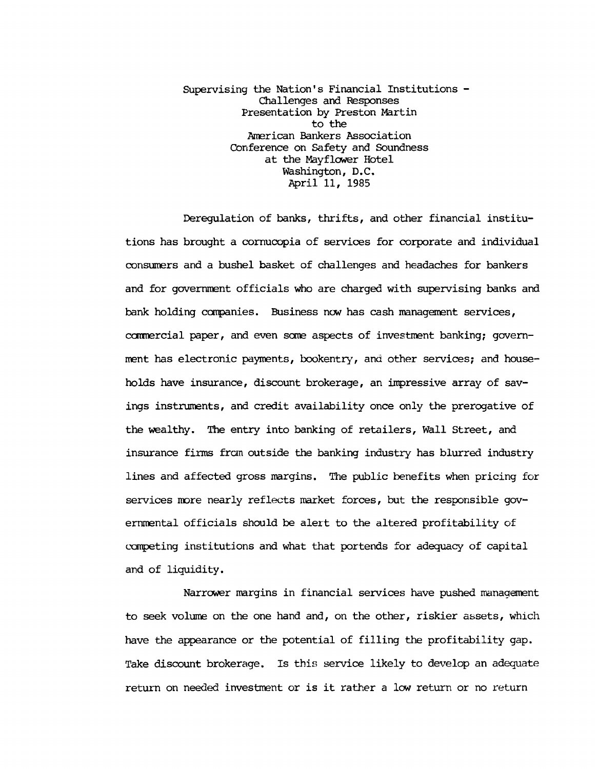Supervising the Nation's Financial Institutions -
Challenges and Responses
Presentation by Preston Martin
to the
American Bankers Association
Conference on Safety and Soundness
at the Mayflower Hotel
Washington, D.C.
April 11, 1985

Deregulation of banks, thrifts, and other financial institutions has brought a cornucopia of services for corporate and individual consumers and a bushel basket of challenges and headaches for bankers and for government officials who are charged with supervising banks and bank holding companies. Business now has cash management services, commercial paper, and even some aspects of investment banking; government has electronic payments, bookentry, and other services; and households have insurance, discount brokerage, an impressive array of savings instruments, and credit availability once only the prerogative of the wealthy. The entry into banking of retailers, Wall Street, and insurance firms from outside the banking industry has blurred industry lines and affected gross margins. The public benefits when pricing for services more nearly reflects market forces, but the responsible governmental officials should be alert to the altered profitability of competing institutions and what that portends for adequacy of capital and of liquidity.

Narrower margins in financial services have pushed management to seek volume on the one hand and, on the other, riskier assets, which have the appearance or the potential of filling the profitability gap. Take discount brokerage. Is this service likely to develop an adequate return on needed investment or is it rather a low return or no return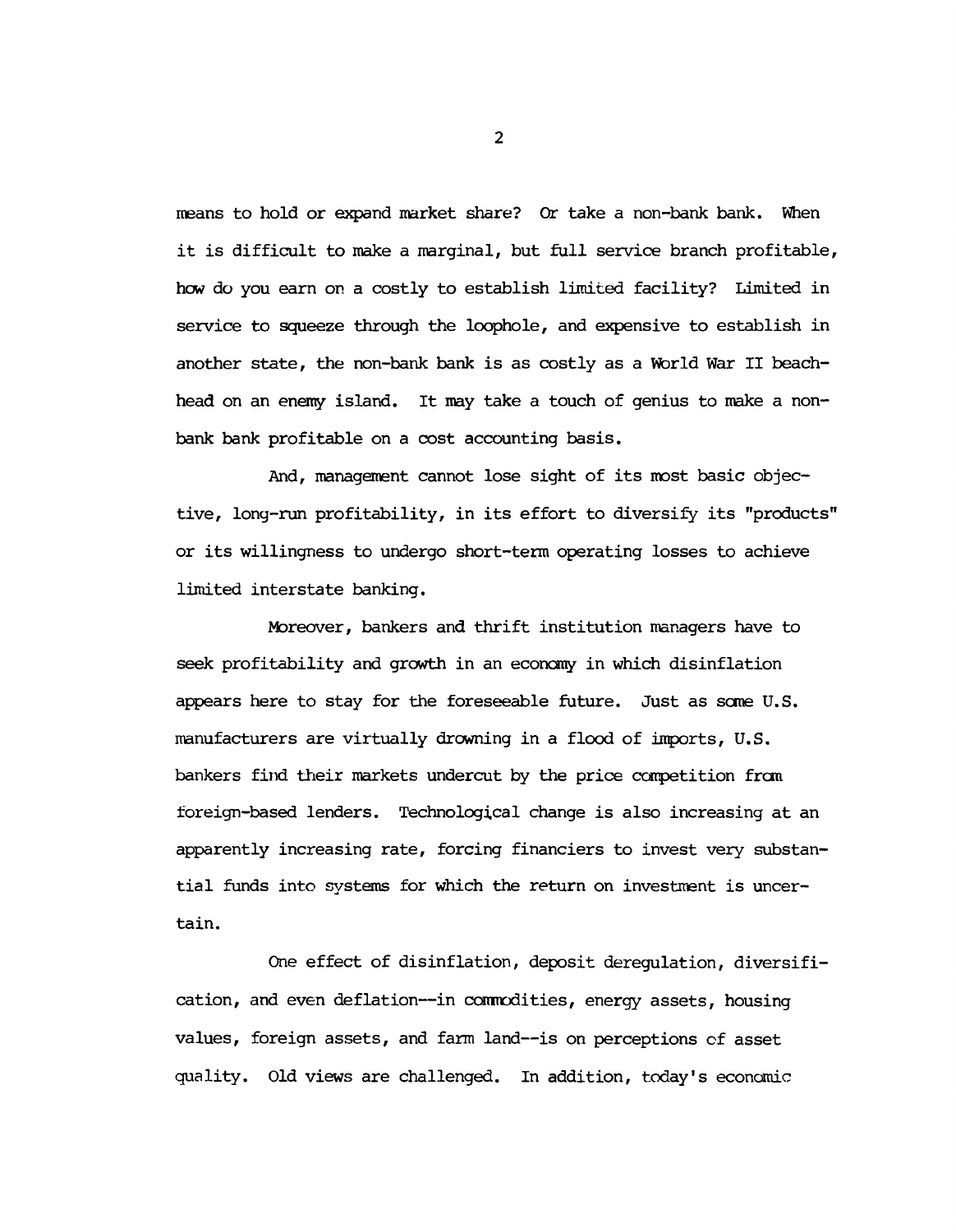means to hold or expand market share? Or take a non-bank bank. When it is difficult to make a marginal, but full service branch profitable, how do you earn on a costly to establish limited facility? Limited in service to squeeze through the loophole, and expensive to establish in another state, the non-bank bank is as costly as a World War II beachhead on an enemy island. It may take a touch of genius to make a non-bank bank profitable on a cost accounting basis.

And, management cannot lose sight of its most basic objective, long-run profitability, in its effort to diversify its "products" or its willingness to undergo short-term operating losses to achieve limited interstate banking.

Moreover, bankers and thrift institution managers have to seek profitability and growth in an economy in which disinflation appears here to stay for the foreseeable future. Just as some U.S. manufacturers are virtually drowning in a flood of imports, U.S. bankers find their markets undercut by the price competition from foreign-based lenders. Technological change is also increasing at an apparently increasing rate, forcing financiers to invest very substantial funds into systems for which the return on investment is uncertain.

One effect of disinflation, deposit deregulation, diversification, and even deflation--in commodities, energy assets, housing values, foreign assets, and farm land--is on perceptions of asset quality. Old views are challenged. In addition, today's economic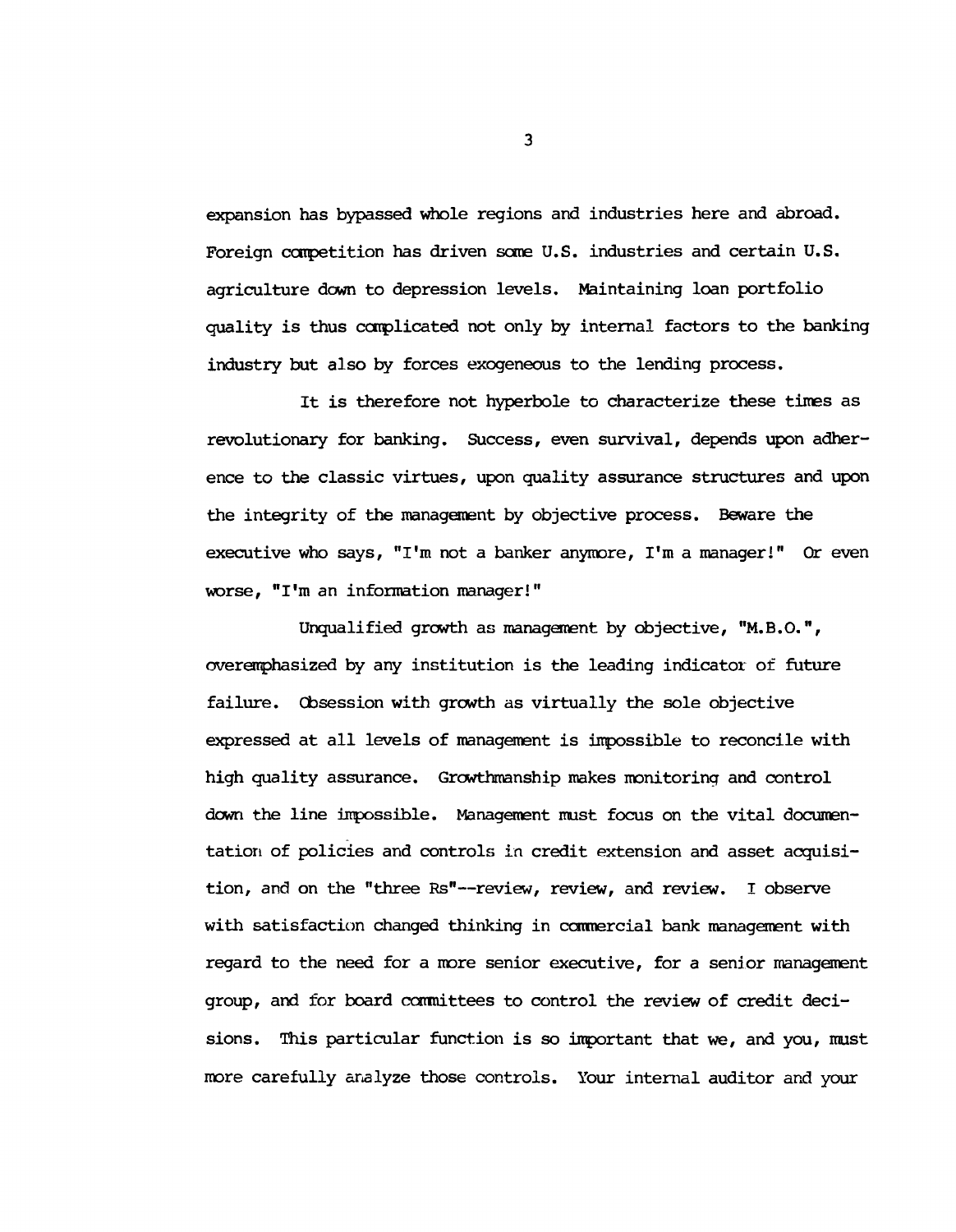expansion has bypassed whole regions and industries here and abroad. Foreign competition has driven some U.S. industries and certain U.S. agriculture down to depression levels. Maintaining loan portfolio quality is thus complicated not only by internal factors to the banking industry but also by forces exogeneous to the lending process.

It is therefore not hyperbole to characterize these times as revolutionary for banking. Success, even survival, depends upon adherence to the classic virtues, upon quality assurance structures and upon the integrity of the management by objective process. Beware the executive who says, "I'm not a banker anymore, I'm a manager!" Or even worse, "I'm an information manager!"

Unqualified growth as management by objective, "M.B.O.", overemphasized by any institution is the leading indicator of future failure. Obsession with growth as virtually the sole objective expressed at all levels of management is impossible to reconcile with high quality assurance. Growthmanship makes monitoring and control down the line impossible. Management must focus on the vital documentation of policies and controls in credit extension and asset acquisition, and on the "three Rs"--review, review, and review. I observe with satisfaction changed thinking in commercial bank management with regard to the need for a more senior executive, for a senior management group, and for board committees to control the review of credit decisions. This particular function is so important that we, and you, must more carefully analyze those controls. Your internal auditor and your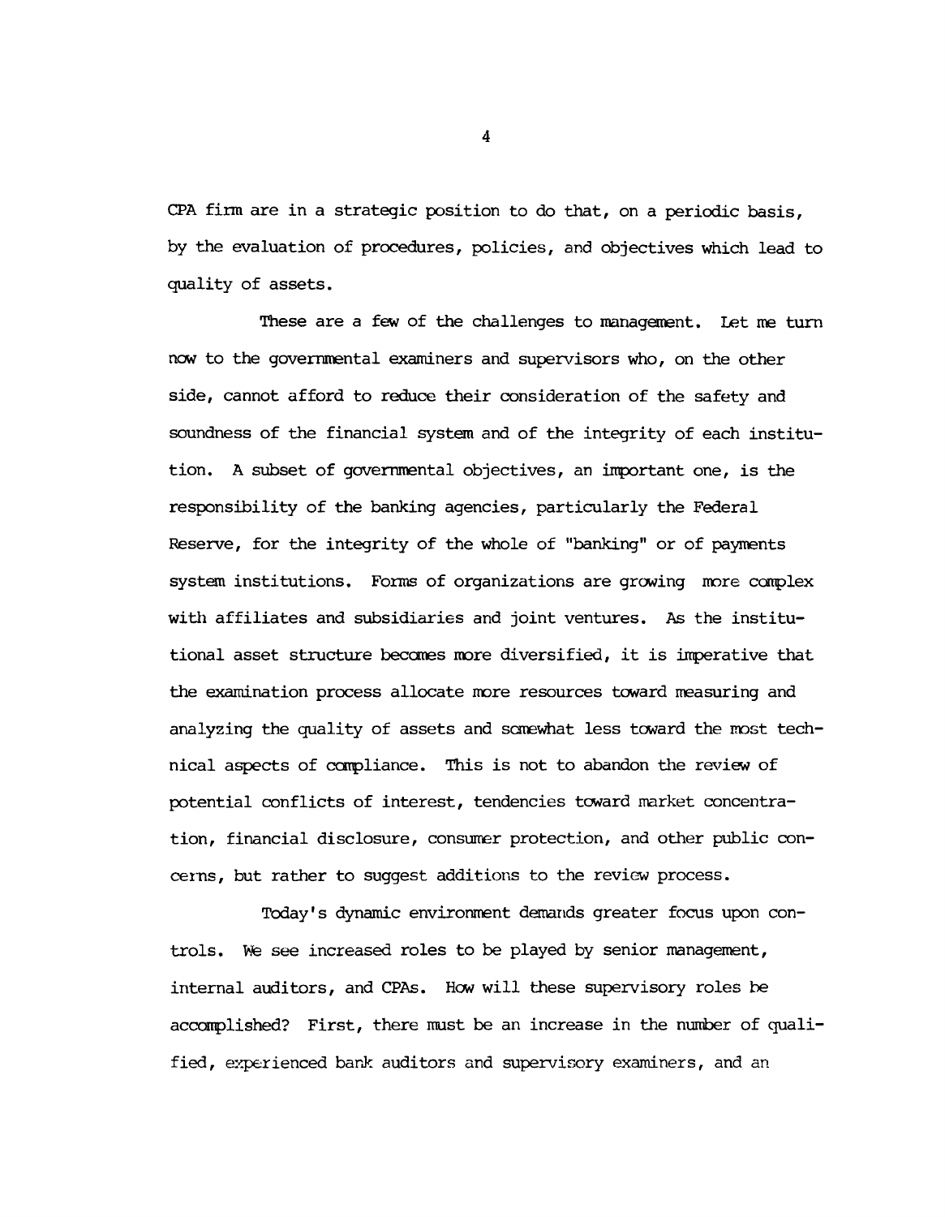CPA firm are in a strategic position to do that, on a periodic basis, by the evaluation of procedures, policies, and objectives which lead to quality of assets.

These are a few of the challenges to management. Let me turn now to the governmental examiners and supervisors who, on the other side, cannot afford to reduce their consideration of the safety and soundness of the financial system and of the integrity of each institution. A subset of governmental objectives, an important one, is the responsibility of the banking agencies, particularly the Federal Reserve, for the integrity of the whole of "banking" or of payments system institutions. Forms of organizations are growing more complex with affiliates and subsidiaries and joint ventures. As the institutional asset structure becomes more diversified, it is imperative that the examination process allocate more resources toward measuring and analyzing the quality of assets and somewhat less toward the most technical aspects of compliance. This is not to abandon the review of potential conflicts of interest, tendencies toward market concentration, financial disclosure, consumer protection, and other public concerns, but rather to suggest additions to the review process.

Today's dynamic environment demands greater focus upon controls. We see increased roles to be played by senior management, internal auditors, and CPAs. How will these supervisory roles be accomplished? First, there must be an increase in the number of qualified, experienced bank auditors and supervisory examiners, and an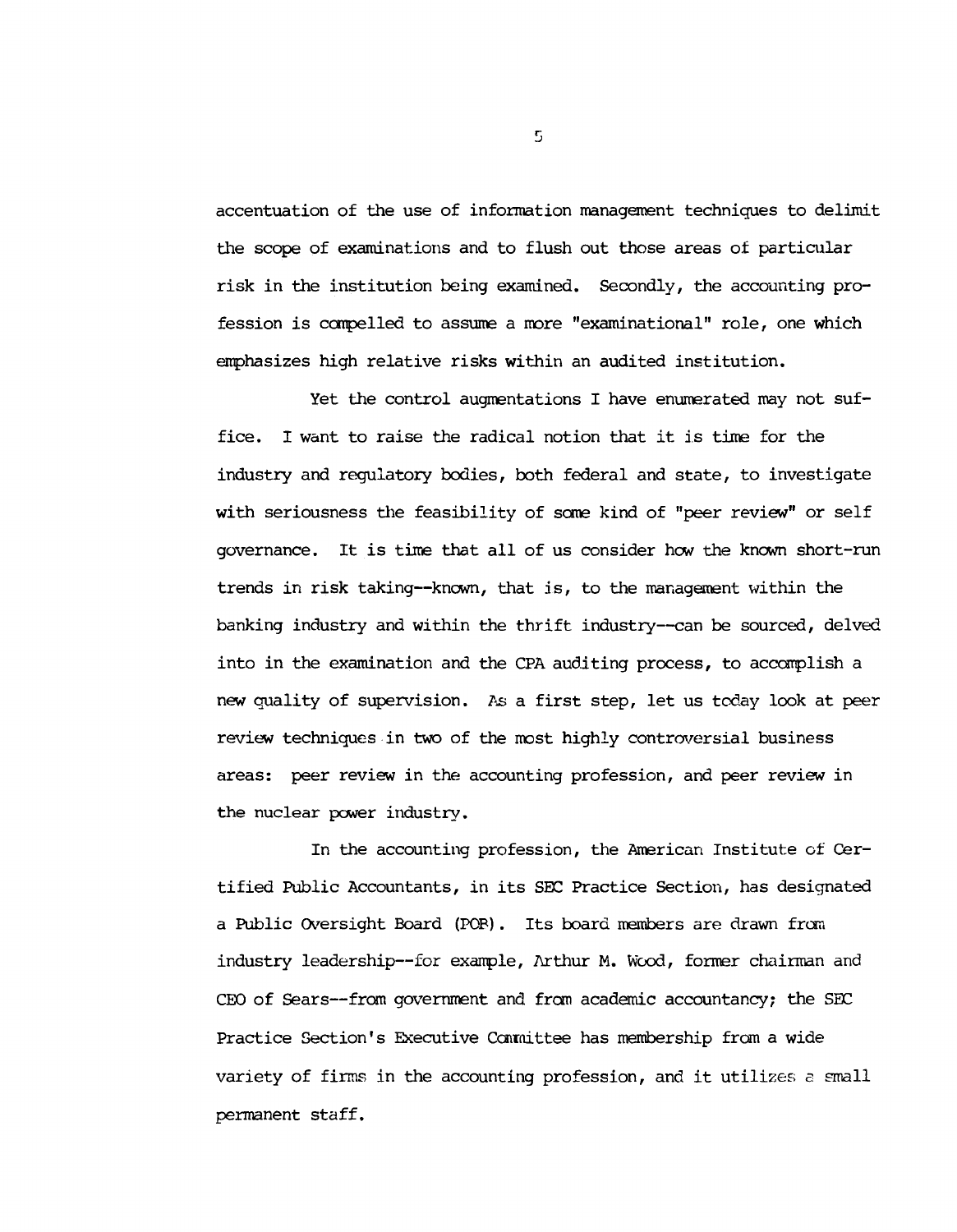accentuation of the use of information management techniques to delimit the scope of examinations and to flush out those areas of particular risk in the institution being examined. Secondly, the accounting profession is compelled to assume a more "examinational" role, one which emphasizes high relative risks within an audited institution.

Yet the control augmentations I have enumerated may not suffice. I want to raise the radical notion that it is time for the industry and regulatory bodies, both federal and state, to investigate with seriousness the feasibility of some kind of "peer review" or self governance. It is time that all of us consider how the known short-run trends in risk taking--known, that is, to the management within the banking industry and within the thrift industry--can be sourced, delved into in the examination and the CPA auditing process, to accomplish a new quality of supervision. As a first step, let us today look at peer review techniques in two of the most highly controversial business areas: peer review in the accounting profession, and peer review in the nuclear power industry.

In the accounting profession, the American Institute of Certified Public Accountants, in its SEC Practice Section, has designated a Public Oversight Board (POB). Its board members are drawn from industry leadership--for example, Arthur M. Wood, former chairman and CEO of Sears--from government and from academic accountancy; the SEC Practice Section's Executive Committee has membership from a wide variety of firms in the accounting profession, and it utilizes a small permanent staff.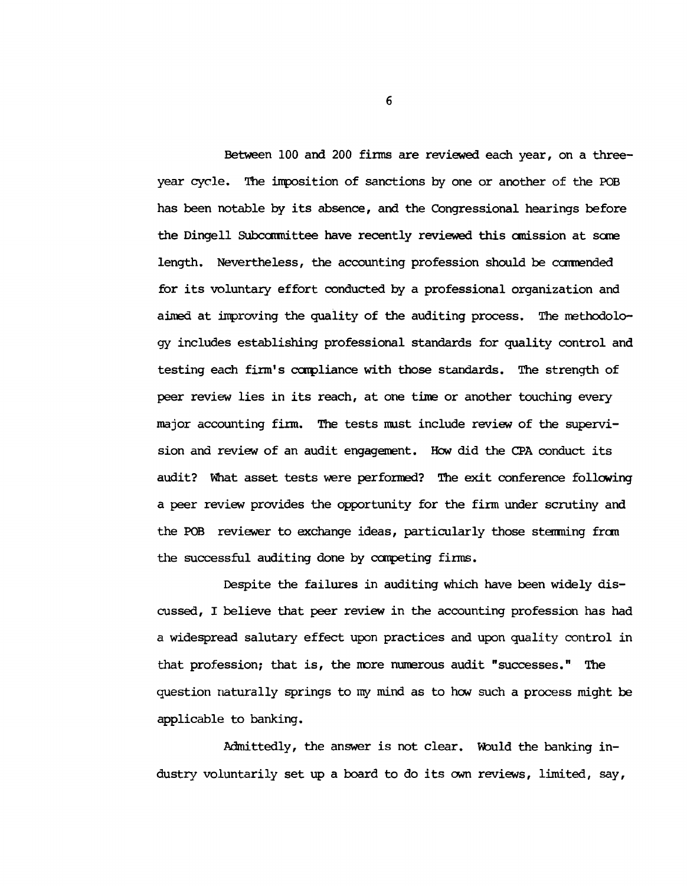Between 100 and 200 firms are reviewed each year, on a three-year cycle. The imposition of sanctions by one or another of the POB has been notable by its absence, and the Congressional hearings before the Dingell Subcommittee have recently reviewed this omission at some length. Nevertheless, the accounting profession should be commended for its voluntary effort conducted by a professional organization and aimed at improving the quality of the auditing process. The methodology includes establishing professional standards for quality control and testing each firm's compliance with those standards. The strength of peer review lies in its reach, at one time or another touching every major accounting firm. The tests must include review of the supervision and review of an audit engagement. How did the CPA conduct its audit? What asset tests were performed? The exit conference following a peer review provides the opportunity for the firm under scrutiny and the POB reviewer to exchange ideas, particularly those stemming from the successful auditing done by competing firms.

Despite the failures in auditing which have been widely discussed, I believe that peer review in the accounting profession has had a widespread salutary effect upon practices and upon quality control in that profession; that is, the more numerous audit "successes." The question naturally springs to my mind as to how such a process might be applicable to banking.

Admittedly, the answer is not clear. Would the banking industry voluntarily set up a board to do its own reviews, limited, say,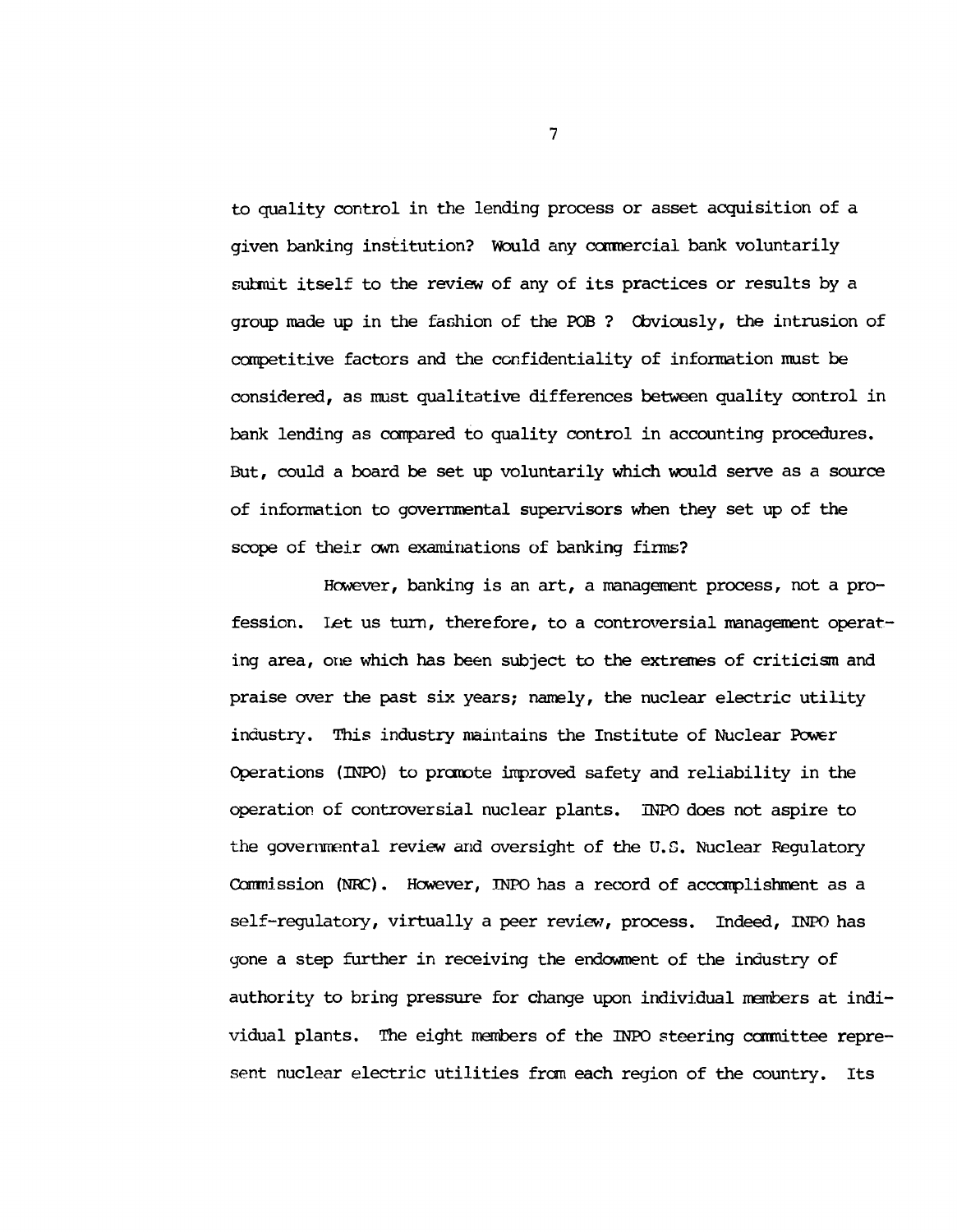to quality control in the lending process or asset acquisition of a given banking institution? Would any commercial bank voluntarily submit itself to the review of any of its practices or results by a group made up in the fashion of the POB ? Obviously, the intrusion of competitive factors and the confidentiality of information must be considered, as must qualitative differences between quality control in bank lending as compared to quality control in accounting procedures. But, could a board be set up voluntarily which would serve as a source of information to governmental supervisors when they set up of the scope of their own examinations of banking firms?

However, banking is an art, a management process, not a profession. Let us turn, therefore, to a controversial management operating area, one which has been subject to the extremes of criticism and praise over the past six years; namely, the nuclear electric utility industry. This industry maintains the Institute of Nuclear Power Operations (INPO) to promote improved safety and reliability in the operation of controversial nuclear plants. INPO does not aspire to the governmental review and oversight of the U.S. Nuclear Regulatory Commission (NRC). However, INPO has a record of accomplishment as a self-regulatory, virtually a peer review, process. Indeed, INPO has gone a step further in receiving the endowment of the industry of authority to bring pressure for change upon individual members at individual plants. The eight members of the INPO steering committee represent nuclear electric utilities from each region of the country. Its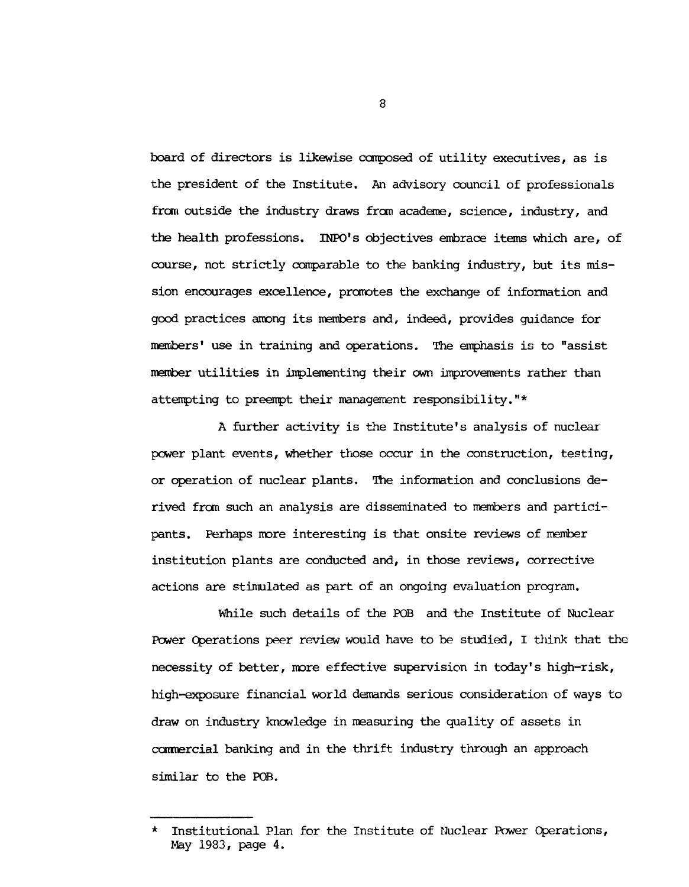board of directors is likewise composed of utility executives, as is the president of the Institute. An advisory council of professionals from outside the industry draws from academe, science, industry, and the health professions. INPO's objectives embrace items which are, of course, not strictly comparable to the banking industry, but its mission encourages excellence, promotes the exchange of information and good practices among its members and, indeed, provides guidance for members' use in training and operations. The emphasis is to "assist member utilities in implementing their own improvements rather than attempting to preempt their management responsibility."*

A further activity is the Institute's analysis of nuclear power plant events, whether those occur in the construction, testing, or operation of nuclear plants. The information and conclusions derived from such an analysis are disseminated to members and participants. Perhaps more interesting is that onsite reviews of member institution plants are conducted and, in those reviews, corrective actions are stimulated as part of an ongoing evaluation program.

While such details of the POB and the Institute of Nuclear Power Operations peer review would have to be studied, I think that the necessity of better, more effective supervision in today's high-risk, high-exposure financial world demands serious consideration of ways to draw on industry knowledge in measuring the quality of assets in commercial banking and in the thrift industry through an approach similar to the POB.

---

\* Institutional Plan for the Institute of Nuclear Power Operations, May 1983, page 4.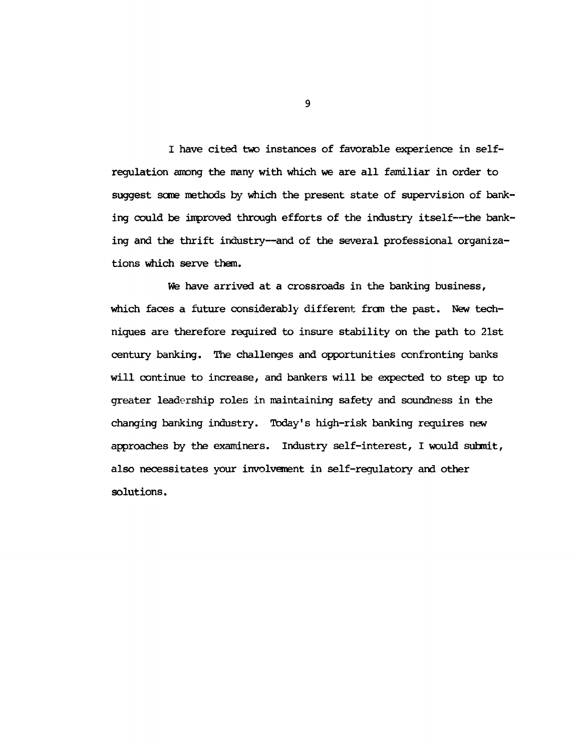I have cited two instances of favorable experience in self-regulation among the many with which we are all familiar in order to suggest some methods by which the present state of supervision of banking could be improved through efforts of the industry itself--the banking and the thrift industry--and of the several professional organizations which serve them.

We have arrived at a crossroads in the banking business, which faces a future considerably different from the past. New techniques are therefore required to insure stability on the path to 21st century banking. The challenges and opportunities confronting banks will continue to increase, and bankers will be expected to step up to greater leadership roles in maintaining safety and soundness in the changing banking industry. Today's high-risk banking requires new approaches by the examiners. Industry self-interest, I would submit, also necessitates your involvement in self-regulatory and other solutions.